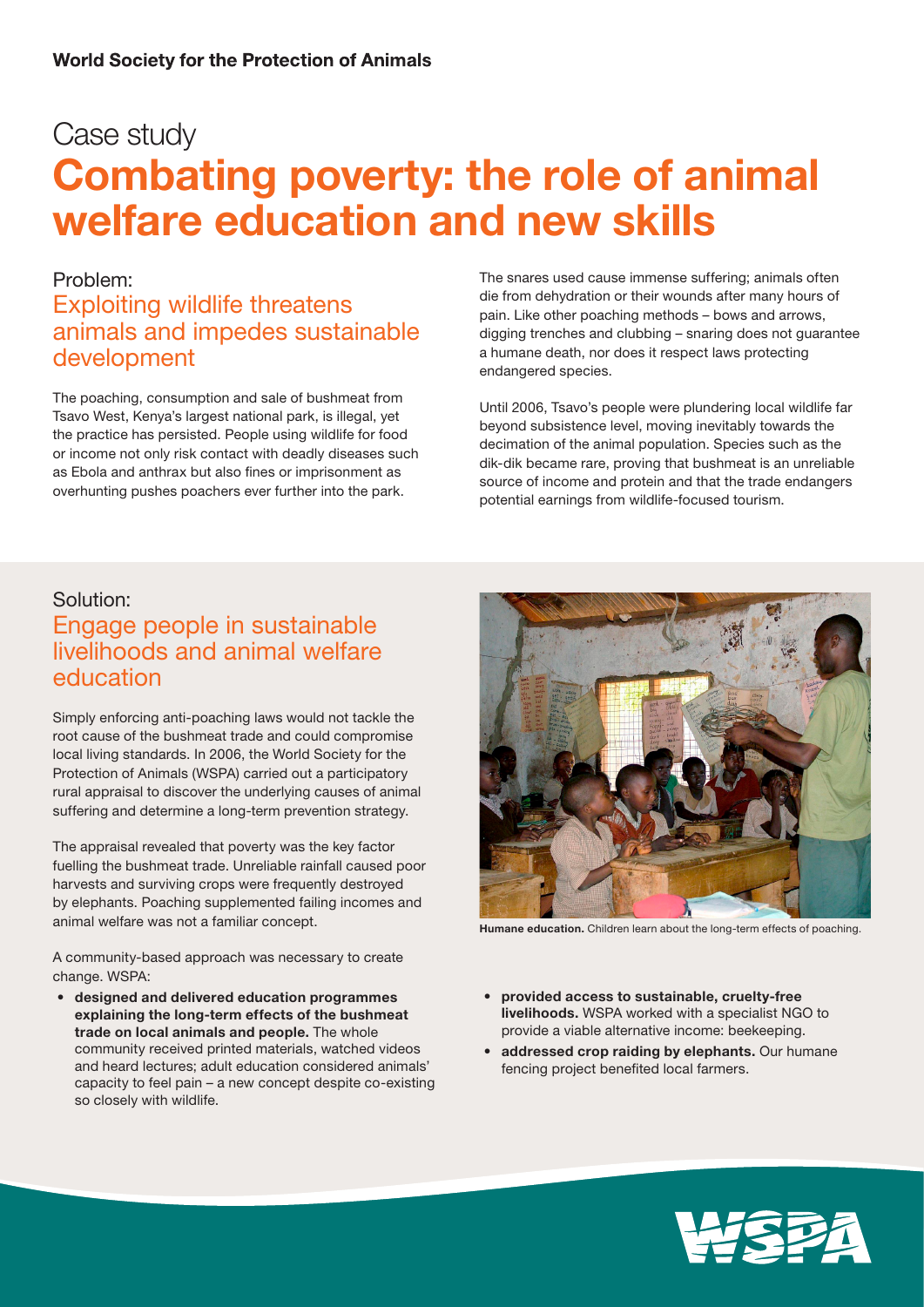**World Society for the Protection of Animals**

# Case study

# Combating poverty: the role of animal welfare education and new skills

## Problem:
### Exploiting wildlife threatens animals and impedes sustainable development

The poaching, consumption and sale of bushmeat from Tsavo West, Kenya's largest national park, is illegal, yet the practice has persisted. People using wildlife for food or income not only risk contact with deadly diseases such as Ebola and anthrax but also fines or imprisonment as overhunting pushes poachers ever further into the park.

The snares used cause immense suffering; animals often die from dehydration or their wounds after many hours of pain. Like other poaching methods – bows and arrows, digging trenches and clubbing – snaring does not guarantee a humane death, nor does it respect laws protecting endangered species.

Until 2006, Tsavo's people were plundering local wildlife far beyond subsistence level, moving inevitably towards the decimation of the animal population. Species such as the dik-dik became rare, proving that bushmeat is an unreliable source of income and protein and that the trade endangers potential earnings from wildlife-focused tourism.

## Solution:
### Engage people in sustainable livelihoods and animal welfare education

Simply enforcing anti-poaching laws would not tackle the root cause of the bushmeat trade and could compromise local living standards. In 2006, the World Society for the Protection of Animals (WSPA) carried out a participatory rural appraisal to discover the underlying causes of animal suffering and determine a long-term prevention strategy.

The appraisal revealed that poverty was the key factor fuelling the bushmeat trade. Unreliable rainfall caused poor harvests and surviving crops were frequently destroyed by elephants. Poaching supplemented failing incomes and animal welfare was not a familiar concept.

**Humane education.** Children learn about the long-term effects of poaching.

A community-based approach was necessary to create change. WSPA:

- **designed and delivered education programmes explaining the long-term effects of the bushmeat trade on local animals and people.** The whole community received printed materials, watched videos and heard lectures; adult education considered animals' capacity to feel pain – a new concept despite co-existing so closely with wildlife.
- **provided access to sustainable, cruelty-free livelihoods.** WSPA worked with a specialist NGO to provide a viable alternative income: beekeeping.
- **addressed crop raiding by elephants.** Our humane fencing project benefited local farmers.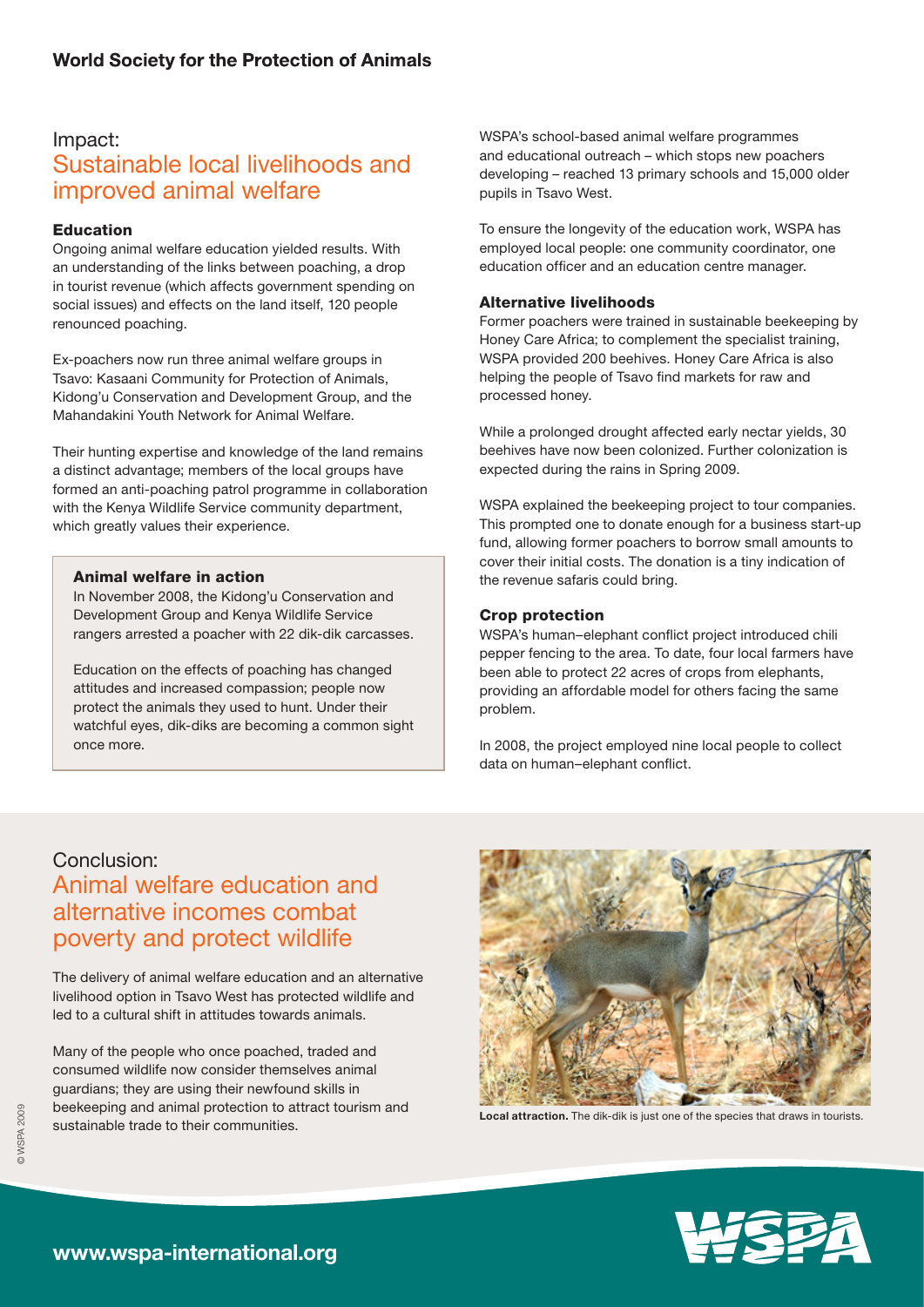# World Society for the Protection of Animals

## Impact: Sustainable local livelihoods and improved animal welfare

### Education

Ongoing animal welfare education yielded results. With an understanding of the links between poaching, a drop in tourist revenue (which affects government spending on social issues) and effects on the land itself, 120 people renounced poaching.

Ex-poachers now run three animal welfare groups in Tsavo: Kasaani Community for Protection of Animals, Kidong'u Conservation and Development Group, and the Mahandakini Youth Network for Animal Welfare.

Their hunting expertise and knowledge of the land remains a distinct advantage; members of the local groups have formed an anti-poaching patrol programme in collaboration with the Kenya Wildlife Service community department, which greatly values their experience.

> **Animal welfare in action**
>
> In November 2008, the Kidong'u Conservation and Development Group and Kenya Wildlife Service rangers arrested a poacher with 22 dik-dik carcasses.
>
> Education on the effects of poaching has changed attitudes and increased compassion; people now protect the animals they used to hunt. Under their watchful eyes, dik-diks are becoming a common sight once more.

WSPA's school-based animal welfare programmes and educational outreach – which stops new poachers developing – reached 13 primary schools and 15,000 older pupils in Tsavo West.

To ensure the longevity of the education work, WSPA has employed local people: one community coordinator, one education officer and an education centre manager.

### Alternative livelihoods

Former poachers were trained in sustainable beekeeping by Honey Care Africa; to complement the specialist training, WSPA provided 200 beehives. Honey Care Africa is also helping the people of Tsavo find markets for raw and processed honey.

While a prolonged drought affected early nectar yields, 30 beehives have now been colonized. Further colonization is expected during the rains in Spring 2009.

WSPA explained the beekeeping project to tour companies. This prompted one to donate enough for a business start-up fund, allowing former poachers to borrow small amounts to cover their initial costs. The donation is a tiny indication of the revenue safaris could bring.

### Crop protection

WSPA's human–elephant conflict project introduced chili pepper fencing to the area. To date, four local farmers have been able to protect 22 acres of crops from elephants, providing an affordable model for others facing the same problem.

In 2008, the project employed nine local people to collect data on human–elephant conflict.

## Conclusion: Animal welfare education and alternative incomes combat poverty and protect wildlife

The delivery of animal welfare education and an alternative livelihood option in Tsavo West has protected wildlife and led to a cultural shift in attitudes towards animals.

Many of the people who once poached, traded and consumed wildlife now consider themselves animal guardians; they are using their newfound skills in beekeeping and animal protection to attract tourism and sustainable trade to their communities.

**Local attraction.** The dik-dik is just one of the species that draws in tourists.

© WSPA 2009

www.wspa-international.org